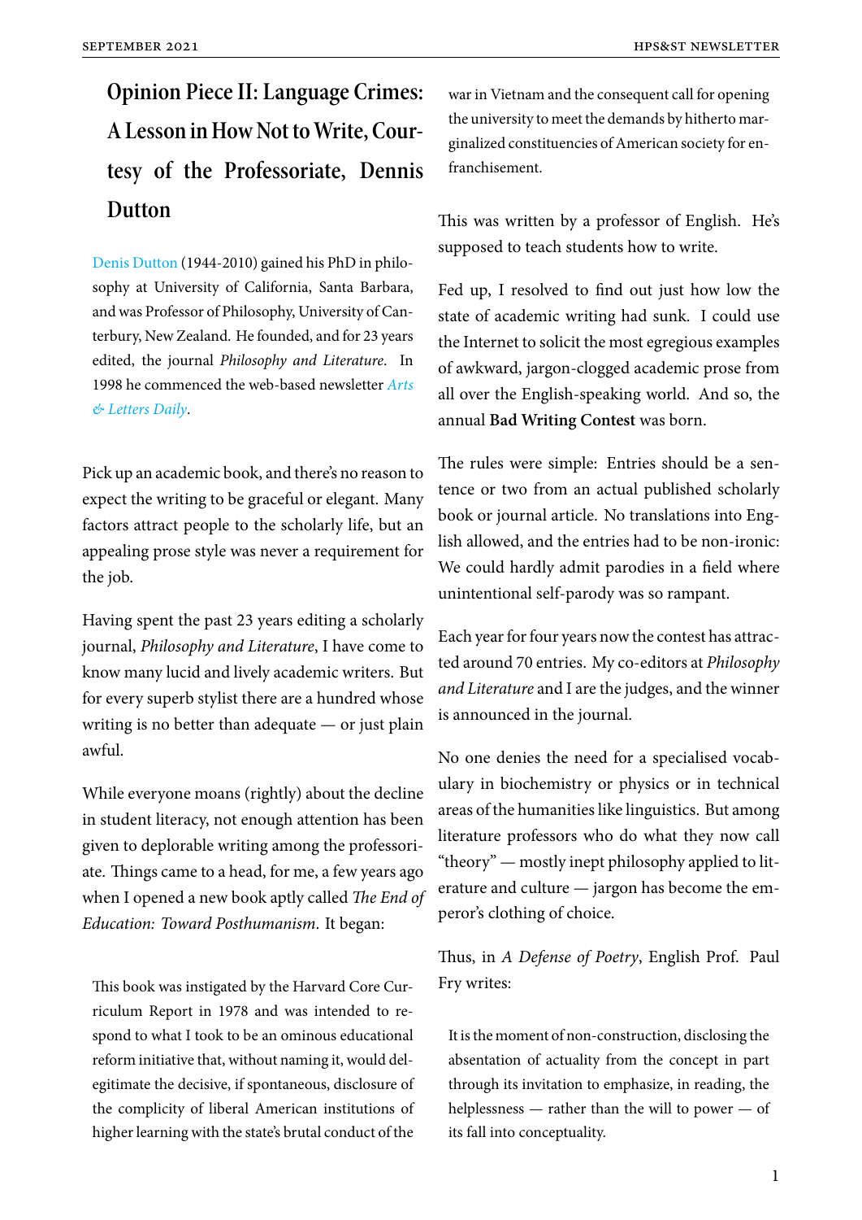## Opinion Piece II: Language Crimes: A Lesson in How Not to Write, Courtesy of the Professoriate, Dennis Dutton

Denis Dutton (1944-2010) gained his PhD in philosophy at University of California, Santa Barbara, and was Professor of Philosophy, University of Canterbury, New Zealand. He founded, and for 23 years edited, the journal *Philosophy and Literature*. In 1998 he commenced the web-based newsletter *Arts & Letters Daily*.

Pick up an academic book, and there's no reason to expect the writing to be graceful or elegant. Many factors attract people to the scholarly life, but an appealing prose style was never a requirement for the job.

Having spent the past 23 years editing a scholarly journal, *Philosophy and Literature*, I have come to know many lucid and lively academic writers. But for every superb stylist there are a hundred whose writing is no better than adequate — or just plain awful.

While everyone moans (rightly) about the decline in student literacy, not enough attention has been given to deplorable writing among the professoriate. Things came to a head, for me, a few years ago when I opened a new book aptly called *The End of Education: Toward Posthumanism*. It began:

> This book was instigated by the Harvard Core Curriculum Report in 1978 and was intended to respond to what I took to be an ominous educational reform initiative that, without naming it, would delegitimate the decisive, if spontaneous, disclosure of the complicity of liberal American institutions of higher learning with the state's brutal conduct of the war in Vietnam and the consequent call for opening the university to meet the demands by hitherto marginalized constituencies of American society for enfranchisement.

This was written by a professor of English. He's supposed to teach students how to write.

Fed up, I resolved to find out just how low the state of academic writing had sunk. I could use the Internet to solicit the most egregious examples of awkward, jargon-clogged academic prose from all over the English-speaking world. And so, the annual **Bad Writing Contest** was born.

The rules were simple: Entries should be a sentence or two from an actual published scholarly book or journal article. No translations into English allowed, and the entries had to be non-ironic: We could hardly admit parodies in a field where unintentional self-parody was so rampant.

Each year for four years now the contest has attracted around 70 entries. My co-editors at *Philosophy and Literature* and I are the judges, and the winner is announced in the journal.

No one denies the need for a specialised vocabulary in biochemistry or physics or in technical areas of the humanities like linguistics. But among literature professors who do what they now call "theory" — mostly inept philosophy applied to literature and culture — jargon has become the emperor's clothing of choice.

Thus, in *A Defense of Poetry*, English Prof. Paul Fry writes:

> It is the moment of non-construction, disclosing the absentation of actuality from the concept in part through its invitation to emphasize, in reading, the helplessness — rather than the will to power — of its fall into conceptuality.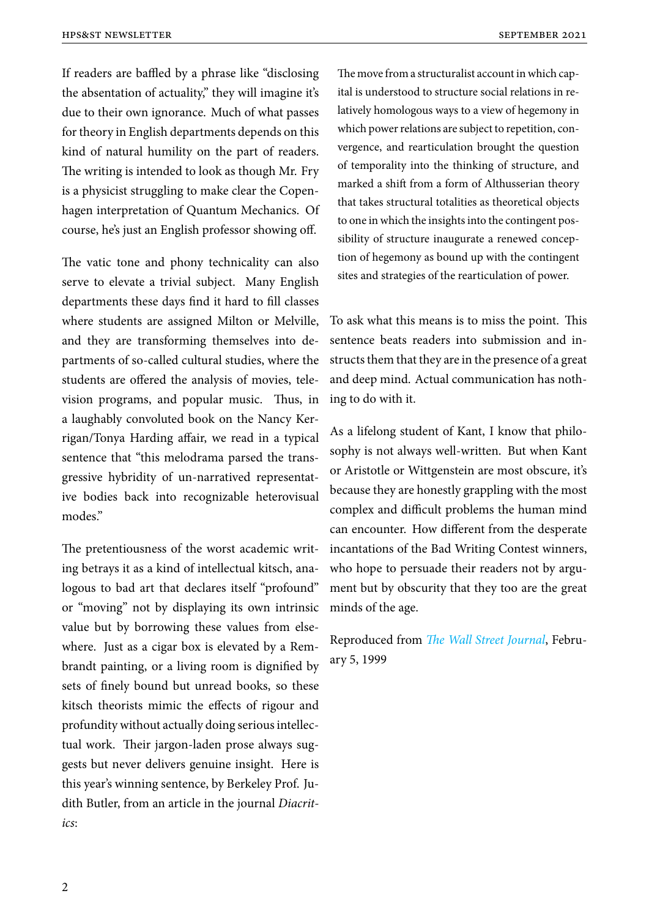If readers are baffled by a phrase like "disclosing the absentation of actuality," they will imagine it's due to their own ignorance. Much of what passes for theory in English departments depends on this kind of natural humility on the part of readers. The writing is intended to look as though Mr. Fry is a physicist struggling to make clear the Copenhagen interpretation of Quantum Mechanics. Of course, he's just an English professor showing off.

The vatic tone and phony technicality can also serve to elevate a trivial subject. Many English departments these days find it hard to fill classes where students are assigned Milton or Melville, and they are transforming themselves into departments of so-called cultural studies, where the students are offered the analysis of movies, television programs, and popular music. Thus, in a laughably convoluted book on the Nancy Kerrigan/Tonya Harding affair, we read in a typical sentence that "this melodrama parsed the transgressive hybridity of un-narratived representative bodies back into recognizable heterovisual modes."

The pretentiousness of the worst academic writing betrays it as a kind of intellectual kitsch, analogous to bad art that declares itself "profound" or "moving" not by displaying its own intrinsic value but by borrowing these values from elsewhere. Just as a cigar box is elevated by a Rembrandt painting, or a living room is dignified by sets of finely bound but unread books, so these kitsch theorists mimic the effects of rigour and profundity without actually doing serious intellectual work. Their jargon-laden prose always suggests but never delivers genuine insight. Here is this year's winning sentence, by Berkeley Prof. Judith Butler, from an article in the journal *Diacritics*:

> The move from a structuralist account in which capital is understood to structure social relations in relatively homologous ways to a view of hegemony in which power relations are subject to repetition, convergence, and rearticulation brought the question of temporality into the thinking of structure, and marked a shift from a form of Althusserian theory that takes structural totalities as theoretical objects to one in which the insights into the contingent possibility of structure inaugurate a renewed conception of hegemony as bound up with the contingent sites and strategies of the rearticulation of power.

To ask what this means is to miss the point. This sentence beats readers into submission and instructs them that they are in the presence of a great and deep mind. Actual communication has nothing to do with it.

As a lifelong student of Kant, I know that philosophy is not always well-written. But when Kant or Aristotle or Wittgenstein are most obscure, it's because they are honestly grappling with the most complex and difficult problems the human mind can encounter. How different from the desperate incantations of the Bad Writing Contest winners, who hope to persuade their readers not by argument but by obscurity that they too are the great minds of the age.

Reproduced from *The Wall Street Journal*, February 5, 1999